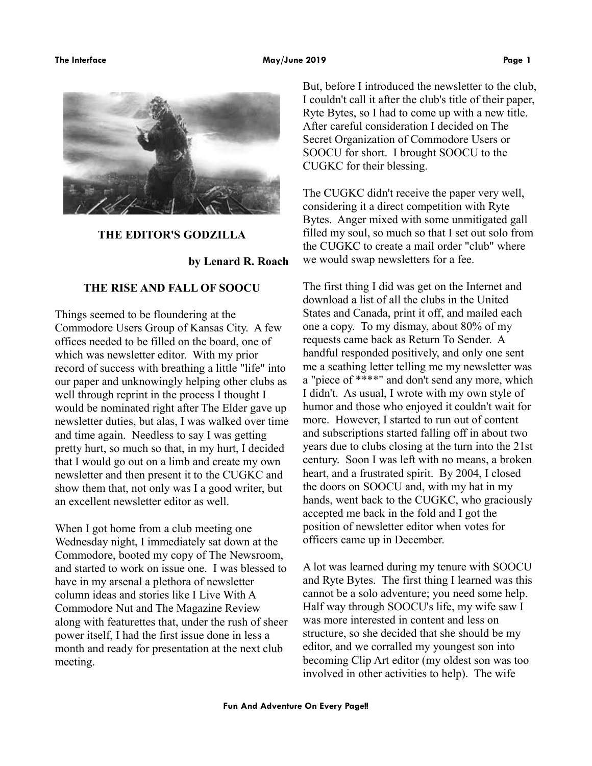# THE EDITOR'S GODZILLA

**by Lenard R. Roach**

## THE RISE AND FALL OF SOOCU

Things seemed to be floundering at the Commodore Users Group of Kansas City. A few offices needed to be filled on the board, one of which was newsletter editor. With my prior record of success with breathing a little "life" into our paper and unknowingly helping other clubs as well through reprint in the process I thought I would be nominated right after The Elder gave up newsletter duties, but alas, I was walked over time and time again. Needless to say I was getting pretty hurt, so much so that, in my hurt, I decided that I would go out on a limb and create my own newsletter and then present it to the CUGKC and show them that, not only was I a good writer, but an excellent newsletter editor as well.

When I got home from a club meeting one Wednesday night, I immediately sat down at the Commodore, booted my copy of The Newsroom, and started to work on issue one. I was blessed to have in my arsenal a plethora of newsletter column ideas and stories like I Live With A Commodore Nut and The Magazine Review along with featurettes that, under the rush of sheer power itself, I had the first issue done in less a month and ready for presentation at the next club meeting.

But, before I introduced the newsletter to the club, I couldn't call it after the club's title of their paper, Ryte Bytes, so I had to come up with a new title. After careful consideration I decided on The Secret Organization of Commodore Users or SOOCU for short. I brought SOOCU to the CUGKC for their blessing.

The CUGKC didn't receive the paper very well, considering it a direct competition with Ryte Bytes. Anger mixed with some unmitigated gall filled my soul, so much so that I set out solo from the CUGKC to create a mail order "club" where we would swap newsletters for a fee.

The first thing I did was get on the Internet and download a list of all the clubs in the United States and Canada, print it off, and mailed each one a copy. To my dismay, about 80% of my requests came back as Return To Sender. A handful responded positively, and only one sent me a scathing letter telling me my newsletter was a "piece of ****" and don't send any more, which I didn't. As usual, I wrote with my own style of humor and those who enjoyed it couldn't wait for more. However, I started to run out of content and subscriptions started falling off in about two years due to clubs closing at the turn into the 21st century. Soon I was left with no means, a broken heart, and a frustrated spirit. By 2004, I closed the doors on SOOCU and, with my hat in my hands, went back to the CUGKC, who graciously accepted me back in the fold and I got the position of newsletter editor when votes for officers came up in December.

A lot was learned during my tenure with SOOCU and Ryte Bytes. The first thing I learned was this cannot be a solo adventure; you need some help. Half way through SOOCU's life, my wife saw I was more interested in content and less on structure, so she decided that she should be my editor, and we corralled my youngest son into becoming Clip Art editor (my oldest son was too involved in other activities to help). The wife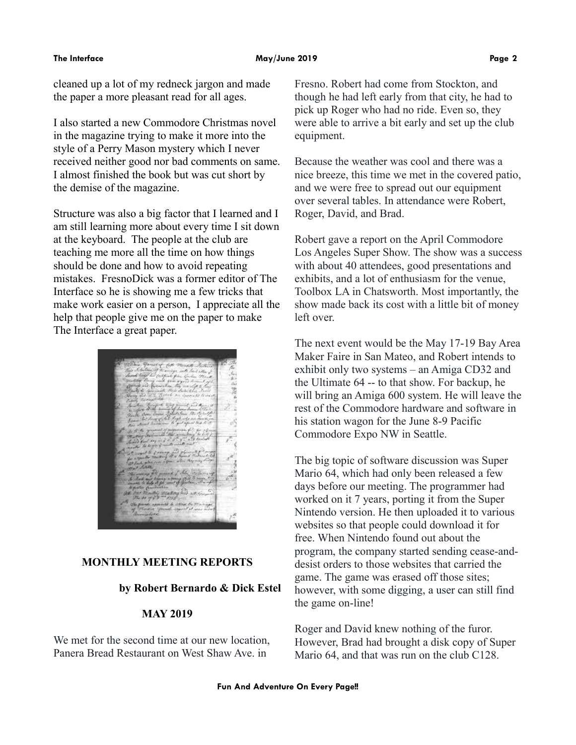cleaned up a lot of my redneck jargon and made the paper a more pleasant read for all ages.

I also started a new Commodore Christmas novel in the magazine trying to make it more into the style of a Perry Mason mystery which I never received neither good nor bad comments on same. I almost finished the book but was cut short by the demise of the magazine.

Structure was also a big factor that I learned and I am still learning more about every time I sit down at the keyboard. The people at the club are teaching me more all the time on how things should be done and how to avoid repeating mistakes. FresnoDick was a former editor of The Interface so he is showing me a few tricks that make work easier on a person, I appreciate all the help that people give me on the paper to make The Interface a great paper.

## MONTHLY MEETING REPORTS

### by Robert Bernardo & Dick Estel

### MAY 2019

We met for the second time at our new location, Panera Bread Restaurant on West Shaw Ave. in Fresno. Robert had come from Stockton, and though he had left early from that city, he had to pick up Roger who had no ride. Even so, they were able to arrive a bit early and set up the club equipment.

Because the weather was cool and there was a nice breeze, this time we met in the covered patio, and we were free to spread out our equipment over several tables. In attendance were Robert, Roger, David, and Brad.

Robert gave a report on the April Commodore Los Angeles Super Show. The show was a success with about 40 attendees, good presentations and exhibits, and a lot of enthusiasm for the venue, Toolbox LA in Chatsworth. Most importantly, the show made back its cost with a little bit of money left over.

The next event would be the May 17-19 Bay Area Maker Faire in San Mateo, and Robert intends to exhibit only two systems – an Amiga CD32 and the Ultimate 64 -- to that show. For backup, he will bring an Amiga 600 system. He will leave the rest of the Commodore hardware and software in his station wagon for the June 8-9 Pacific Commodore Expo NW in Seattle.

The big topic of software discussion was Super Mario 64, which had only been released a few days before our meeting. The programmer had worked on it 7 years, porting it from the Super Nintendo version. He then uploaded it to various websites so that people could download it for free. When Nintendo found out about the program, the company started sending cease-and-desist orders to those websites that carried the game. The game was erased off those sites; however, with some digging, a user can still find the game on-line!

Roger and David knew nothing of the furor. However, Brad had brought a disk copy of Super Mario 64, and that was run on the club C128.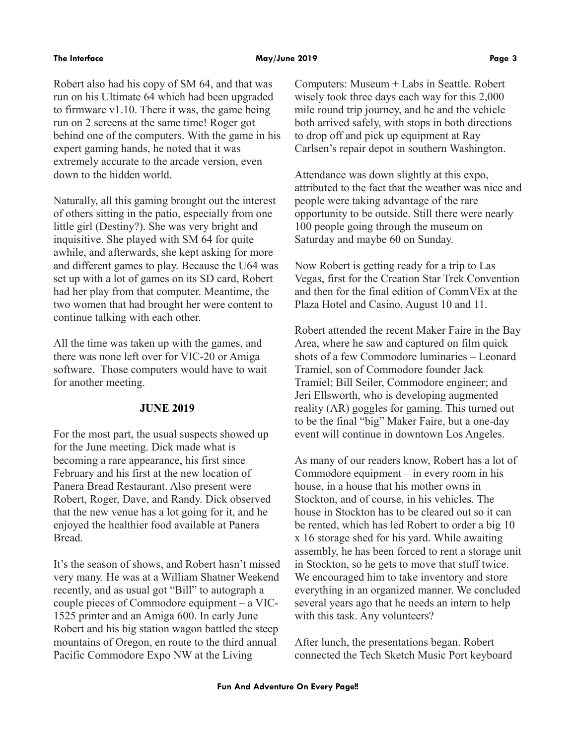Robert also had his copy of SM 64, and that was run on his Ultimate 64 which had been upgraded to firmware v1.10. There it was, the game being run on 2 screens at the same time! Roger got behind one of the computers. With the game in his expert gaming hands, he noted that it was extremely accurate to the arcade version, even down to the hidden world.

Naturally, all this gaming brought out the interest of others sitting in the patio, especially from one little girl (Destiny?). She was very bright and inquisitive. She played with SM 64 for quite awhile, and afterwards, she kept asking for more and different games to play. Because the U64 was set up with a lot of games on its SD card, Robert had her play from that computer. Meantime, the two women that had brought her were content to continue talking with each other.

All the time was taken up with the games, and there was none left over for VIC-20 or Amiga software. Those computers would have to wait for another meeting.

## JUNE 2019

For the most part, the usual suspects showed up for the June meeting. Dick made what is becoming a rare appearance, his first since February and his first at the new location of Panera Bread Restaurant. Also present were Robert, Roger, Dave, and Randy. Dick observed that the new venue has a lot going for it, and he enjoyed the healthier food available at Panera Bread.

It's the season of shows, and Robert hasn't missed very many. He was at a William Shatner Weekend recently, and as usual got "Bill" to autograph a couple pieces of Commodore equipment – a VIC-1525 printer and an Amiga 600. In early June Robert and his big station wagon battled the steep mountains of Oregon, en route to the third annual Pacific Commodore Expo NW at the Living Computers: Museum + Labs in Seattle. Robert wisely took three days each way for this 2,000 mile round trip journey, and he and the vehicle both arrived safely, with stops in both directions to drop off and pick up equipment at Ray Carlsen's repair depot in southern Washington.

Attendance was down slightly at this expo, attributed to the fact that the weather was nice and people were taking advantage of the rare opportunity to be outside. Still there were nearly 100 people going through the museum on Saturday and maybe 60 on Sunday.

Now Robert is getting ready for a trip to Las Vegas, first for the Creation Star Trek Convention and then for the final edition of CommVEx at the Plaza Hotel and Casino, August 10 and 11.

Robert attended the recent Maker Faire in the Bay Area, where he saw and captured on film quick shots of a few Commodore luminaries – Leonard Tramiel, son of Commodore founder Jack Tramiel; Bill Seiler, Commodore engineer; and Jeri Ellsworth, who is developing augmented reality (AR) goggles for gaming. This turned out to be the final "big" Maker Faire, but a one-day event will continue in downtown Los Angeles.

As many of our readers know, Robert has a lot of Commodore equipment – in every room in his house, in a house that his mother owns in Stockton, and of course, in his vehicles. The house in Stockton has to be cleared out so it can be rented, which has led Robert to order a big 10 x 16 storage shed for his yard. While awaiting assembly, he has been forced to rent a storage unit in Stockton, so he gets to move that stuff twice. We encouraged him to take inventory and store everything in an organized manner. We concluded several years ago that he needs an intern to help with this task. Any volunteers?

After lunch, the presentations began. Robert connected the Tech Sketch Music Port keyboard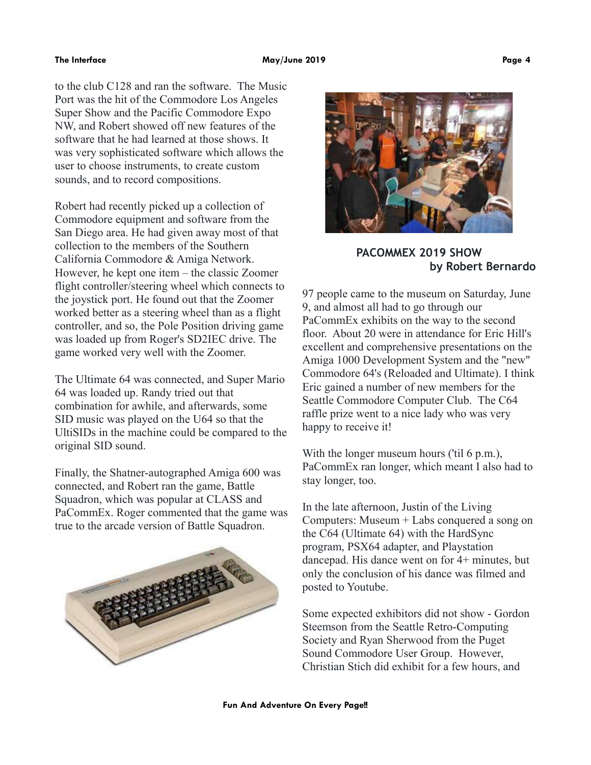to the club C128 and ran the software. The Music Port was the hit of the Commodore Los Angeles Super Show and the Pacific Commodore Expo NW, and Robert showed off new features of the software that he had learned at those shows. It was very sophisticated software which allows the user to choose instruments, to create custom sounds, and to record compositions.

Robert had recently picked up a collection of Commodore equipment and software from the San Diego area. He had given away most of that collection to the members of the Southern California Commodore & Amiga Network. However, he kept one item – the classic Zoomer flight controller/steering wheel which connects to the joystick port. He found out that the Zoomer worked better as a steering wheel than as a flight controller, and so, the Pole Position driving game was loaded up from Roger's SD2IEC drive. The game worked very well with the Zoomer.

The Ultimate 64 was connected, and Super Mario 64 was loaded up. Randy tried out that combination for awhile, and afterwards, some SID music was played on the U64 so that the UltiSIDs in the machine could be compared to the original SID sound.

Finally, the Shatner-autographed Amiga 600 was connected, and Robert ran the game, Battle Squadron, which was popular at CLASS and PaCommEx. Roger commented that the game was true to the arcade version of Battle Squadron.

## PACOMMEX 2019 SHOW

**by Robert Bernardo**

97 people came to the museum on Saturday, June 9, and almost all had to go through our PaCommEx exhibits on the way to the second floor. About 20 were in attendance for Eric Hill's excellent and comprehensive presentations on the Amiga 1000 Development System and the "new" Commodore 64's (Reloaded and Ultimate). I think Eric gained a number of new members for the Seattle Commodore Computer Club. The C64 raffle prize went to a nice lady who was very happy to receive it!

With the longer museum hours ('til 6 p.m.), PaCommEx ran longer, which meant I also had to stay longer, too.

In the late afternoon, Justin of the Living Computers: Museum + Labs conquered a song on the C64 (Ultimate 64) with the HardSync program, PSX64 adapter, and Playstation dancepad. His dance went on for 4+ minutes, but only the conclusion of his dance was filmed and posted to Youtube.

Some expected exhibitors did not show - Gordon Steemson from the Seattle Retro-Computing Society and Ryan Sherwood from the Puget Sound Commodore User Group. However, Christian Stich did exhibit for a few hours, and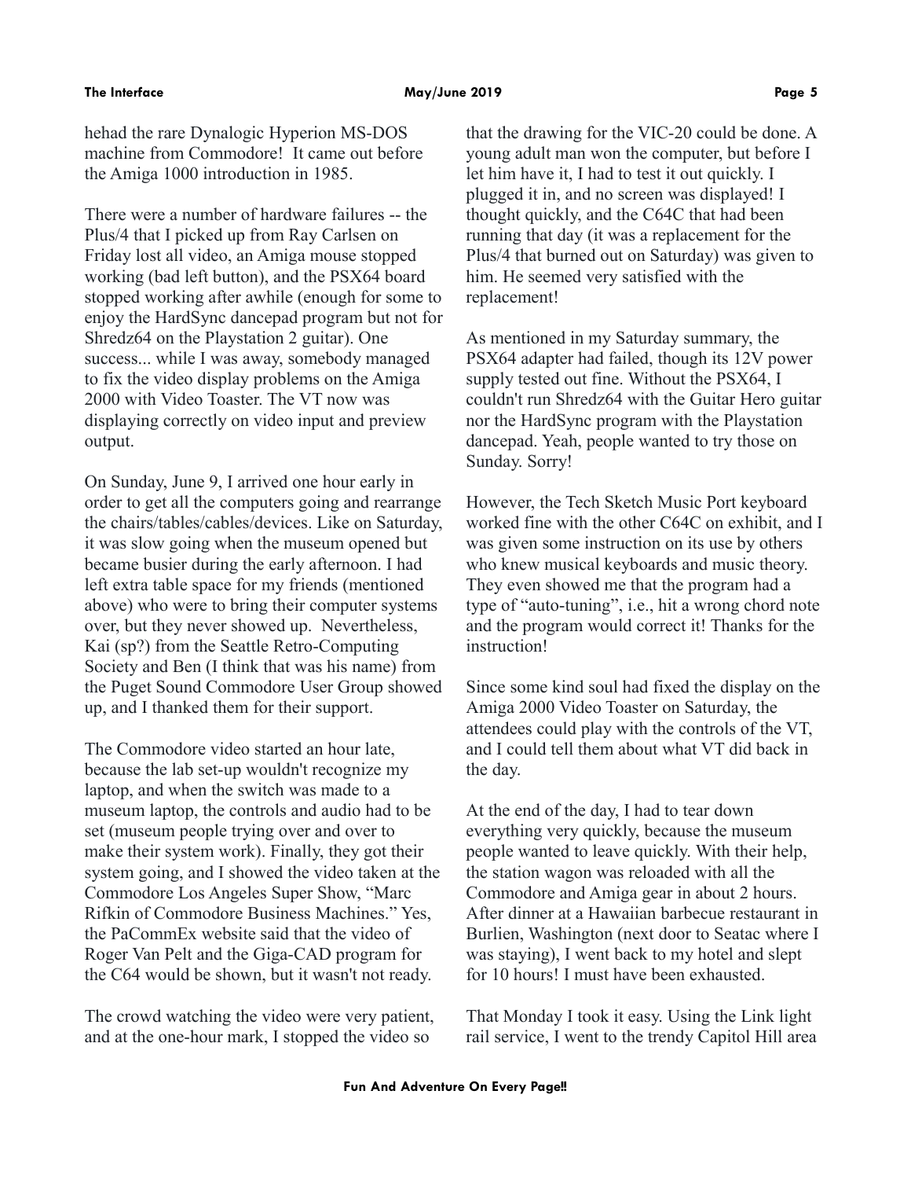hehad the rare Dynalogic Hyperion MS-DOS machine from Commodore! It came out before the Amiga 1000 introduction in 1985.

There were a number of hardware failures -- the Plus/4 that I picked up from Ray Carlsen on Friday lost all video, an Amiga mouse stopped working (bad left button), and the PSX64 board stopped working after awhile (enough for some to enjoy the HardSync dancepad program but not for Shredz64 on the Playstation 2 guitar). One success... while I was away, somebody managed to fix the video display problems on the Amiga 2000 with Video Toaster. The VT now was displaying correctly on video input and preview output.

On Sunday, June 9, I arrived one hour early in order to get all the computers going and rearrange the chairs/tables/cables/devices. Like on Saturday, it was slow going when the museum opened but became busier during the early afternoon. I had left extra table space for my friends (mentioned above) who were to bring their computer systems over, but they never showed up. Nevertheless, Kai (sp?) from the Seattle Retro-Computing Society and Ben (I think that was his name) from the Puget Sound Commodore User Group showed up, and I thanked them for their support.

The Commodore video started an hour late, because the lab set-up wouldn't recognize my laptop, and when the switch was made to a museum laptop, the controls and audio had to be set (museum people trying over and over to make their system work). Finally, they got their system going, and I showed the video taken at the Commodore Los Angeles Super Show, "Marc Rifkin of Commodore Business Machines." Yes, the PaCommEx website said that the video of Roger Van Pelt and the Giga-CAD program for the C64 would be shown, but it wasn't not ready.

The crowd watching the video were very patient, and at the one-hour mark, I stopped the video so that the drawing for the VIC-20 could be done. A young adult man won the computer, but before I let him have it, I had to test it out quickly. I plugged it in, and no screen was displayed! I thought quickly, and the C64C that had been running that day (it was a replacement for the Plus/4 that burned out on Saturday) was given to him. He seemed very satisfied with the replacement!

As mentioned in my Saturday summary, the PSX64 adapter had failed, though its 12V power supply tested out fine. Without the PSX64, I couldn't run Shredz64 with the Guitar Hero guitar nor the HardSync program with the Playstation dancepad. Yeah, people wanted to try those on Sunday. Sorry!

However, the Tech Sketch Music Port keyboard worked fine with the other C64C on exhibit, and I was given some instruction on its use by others who knew musical keyboards and music theory. They even showed me that the program had a type of "auto-tuning", i.e., hit a wrong chord note and the program would correct it! Thanks for the instruction!

Since some kind soul had fixed the display on the Amiga 2000 Video Toaster on Saturday, the attendees could play with the controls of the VT, and I could tell them about what VT did back in the day.

At the end of the day, I had to tear down everything very quickly, because the museum people wanted to leave quickly. With their help, the station wagon was reloaded with all the Commodore and Amiga gear in about 2 hours. After dinner at a Hawaiian barbecue restaurant in Burlien, Washington (next door to Seatac where I was staying), I went back to my hotel and slept for 10 hours! I must have been exhausted.

That Monday I took it easy. Using the Link light rail service, I went to the trendy Capitol Hill area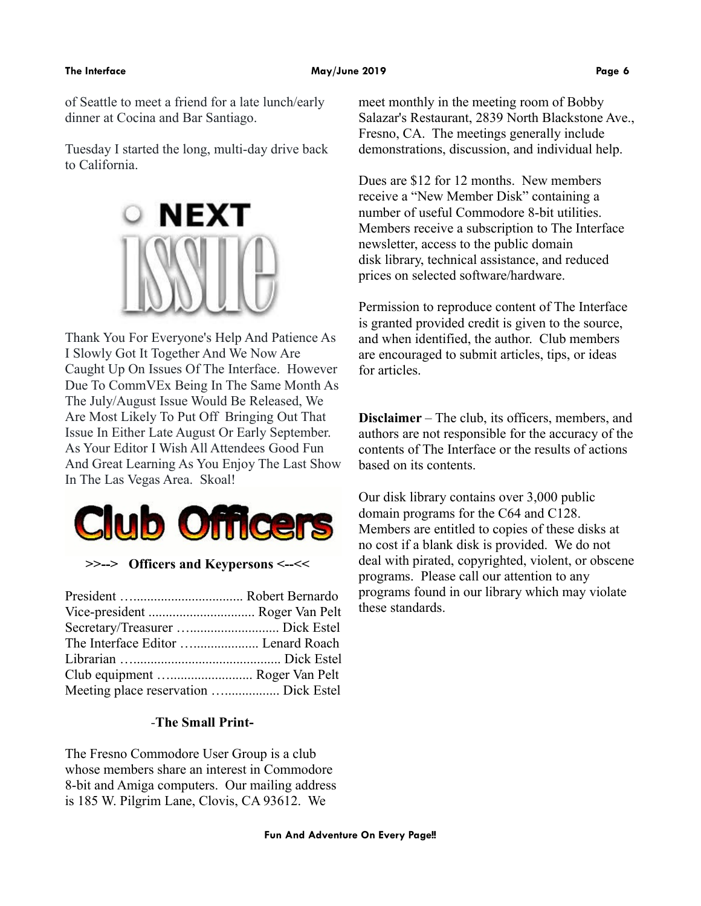of Seattle to meet a friend for a late lunch/early dinner at Cocina and Bar Santiago.

Tuesday I started the long, multi-day drive back to California.

## NEXT ISSUE

Thank You For Everyone's Help And Patience As I Slowly Got It Together And We Now Are Caught Up On Issues Of The Interface. However Due To CommVEx Being In The Same Month As The July/August Issue Would Be Released, We Are Most Likely To Put Off Bringing Out That Issue In Either Late August Or Early September. As Your Editor I Wish All Attendees Good Fun And Great Learning As You Enjoy The Last Show In The Las Vegas Area. Skoal!

## Club Officers

**>>--> Officers and Keypersons <--<<**

President …................................ Robert Bernardo
Vice-president .............................. Roger Van Pelt
Secretary/Treasurer …......................... Dick Estel
The Interface Editor …................... Lenard Roach
Librarian …......................................... Dick Estel
Club equipment …....................... Roger Van Pelt
Meeting place reservation …............... Dick Estel

### -The Small Print-

The Fresno Commodore User Group is a club whose members share an interest in Commodore 8-bit and Amiga computers. Our mailing address is 185 W. Pilgrim Lane, Clovis, CA 93612. We meet monthly in the meeting room of Bobby Salazar's Restaurant, 2839 North Blackstone Ave., Fresno, CA. The meetings generally include demonstrations, discussion, and individual help.

Dues are $12 for 12 months. New members receive a "New Member Disk" containing a number of useful Commodore 8-bit utilities. Members receive a subscription to The Interface newsletter, access to the public domain disk library, technical assistance, and reduced prices on selected software/hardware.

Permission to reproduce content of The Interface is granted provided credit is given to the source, and when identified, the author. Club members are encouraged to submit articles, tips, or ideas for articles.

**Disclaimer** – The club, its officers, members, and authors are not responsible for the accuracy of the contents of The Interface or the results of actions based on its contents.

Our disk library contains over 3,000 public domain programs for the C64 and C128. Members are entitled to copies of these disks at no cost if a blank disk is provided. We do not deal with pirated, copyrighted, violent, or obscene programs. Please call our attention to any programs found in our library which may violate these standards.